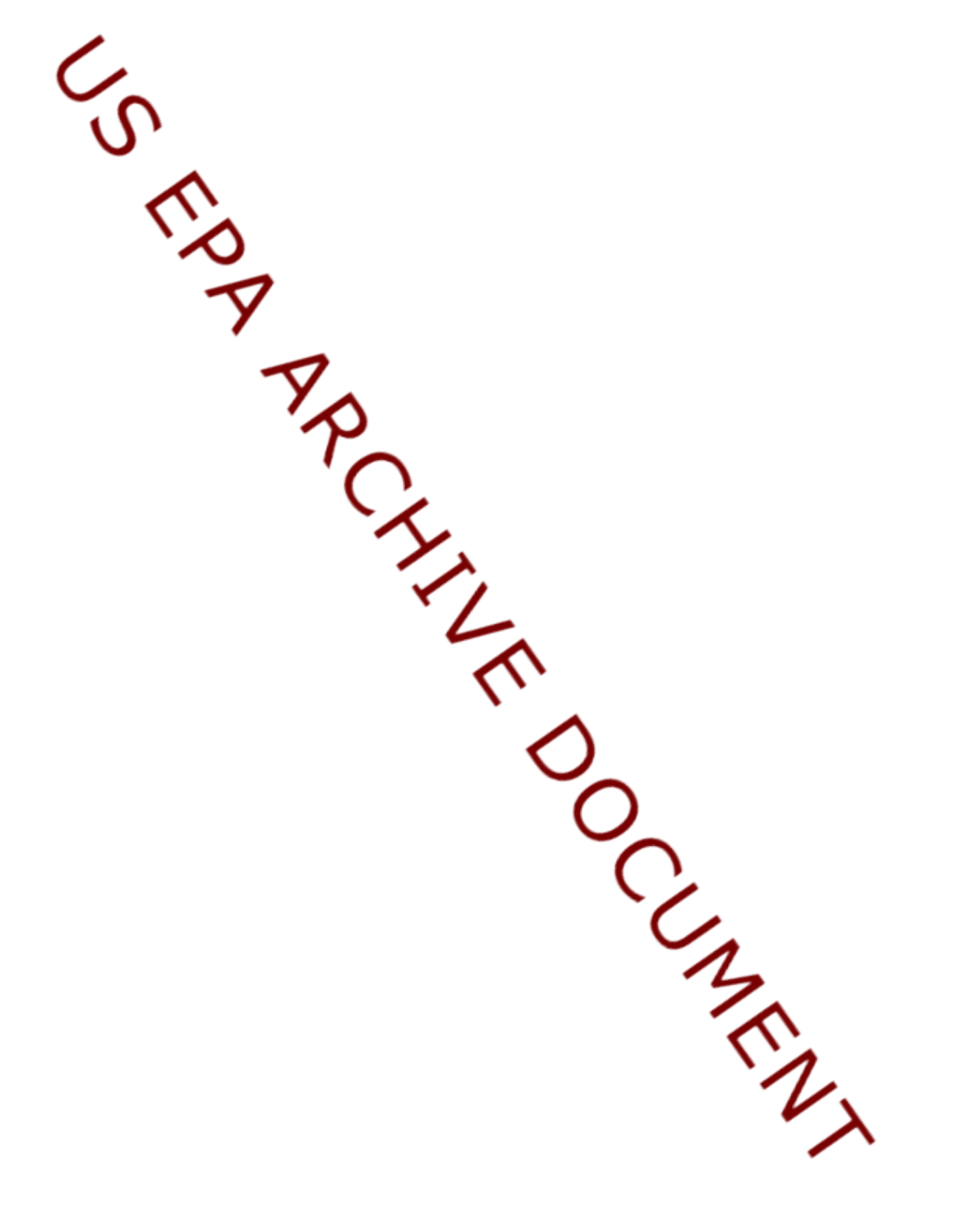US EPA ARCHIVE DOCUMENT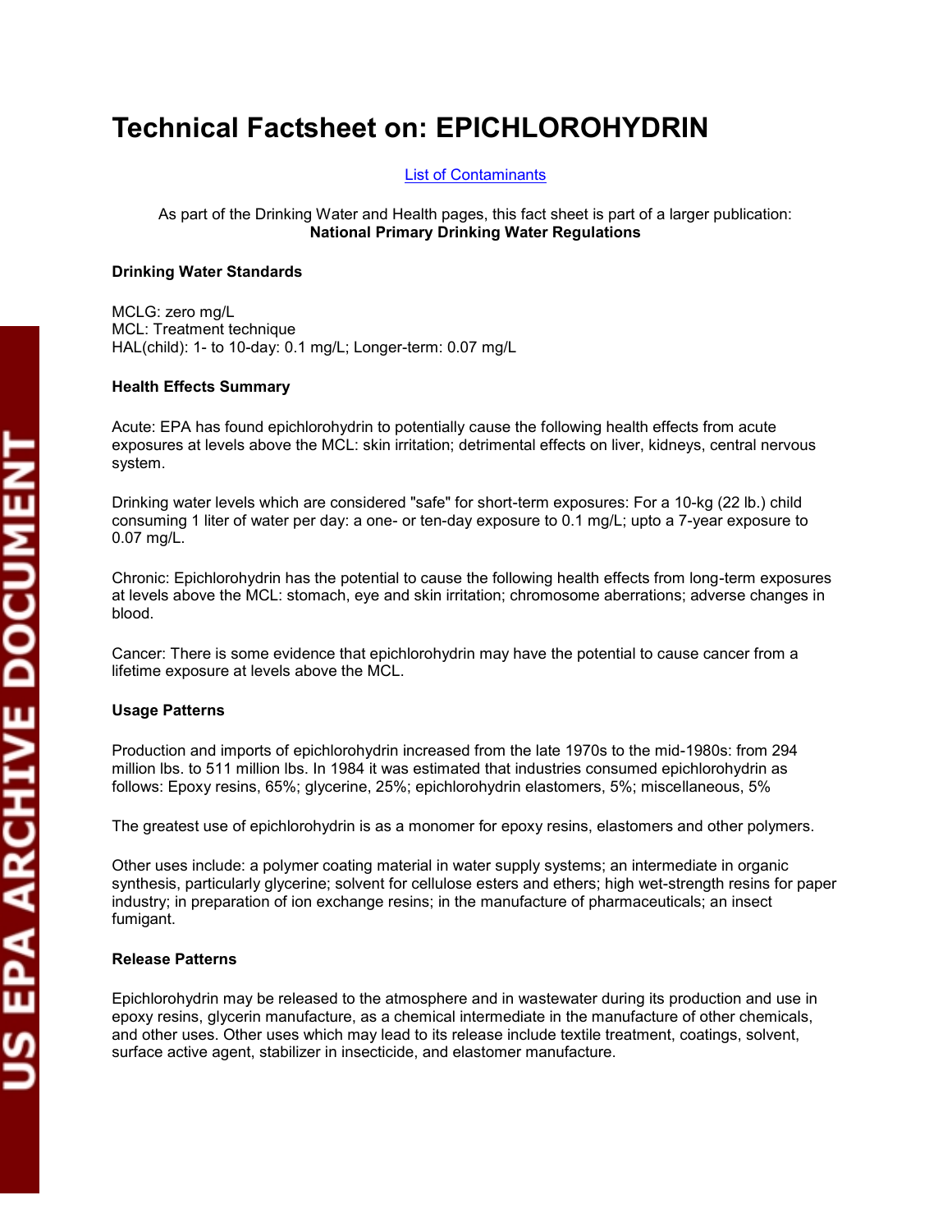# Technical Factsheet on: EPICHLOROHYDRIN

List of Contaminants

As part of the Drinking Water and Health pages, this fact sheet is part of a larger publication:
**National Primary Drinking Water Regulations**

**Drinking Water Standards**

MCLG: zero mg/L
MCL: Treatment technique
HAL(child): 1- to 10-day: 0.1 mg/L; Longer-term: 0.07 mg/L

**Health Effects Summary**

Acute: EPA has found epichlorohydrin to potentially cause the following health effects from acute exposures at levels above the MCL: skin irritation; detrimental effects on liver, kidneys, central nervous system.

Drinking water levels which are considered "safe" for short-term exposures: For a 10-kg (22 lb.) child consuming 1 liter of water per day: a one- or ten-day exposure to 0.1 mg/L; upto a 7-year exposure to 0.07 mg/L.

Chronic: Epichlorohydrin has the potential to cause the following health effects from long-term exposures at levels above the MCL: stomach, eye and skin irritation; chromosome aberrations; adverse changes in blood.

Cancer: There is some evidence that epichlorohydrin may have the potential to cause cancer from a lifetime exposure at levels above the MCL.

**Usage Patterns**

Production and imports of epichlorohydrin increased from the late 1970s to the mid-1980s: from 294 million lbs. to 511 million lbs. In 1984 it was estimated that industries consumed epichlorohydrin as follows: Epoxy resins, 65%; glycerine, 25%; epichlorohydrin elastomers, 5%; miscellaneous, 5%

The greatest use of epichlorohydrin is as a monomer for epoxy resins, elastomers and other polymers.

Other uses include: a polymer coating material in water supply systems; an intermediate in organic synthesis, particularly glycerine; solvent for cellulose esters and ethers; high wet-strength resins for paper industry; in preparation of ion exchange resins; in the manufacture of pharmaceuticals; an insect fumigant.

**Release Patterns**

Epichlorohydrin may be released to the atmosphere and in wastewater during its production and use in epoxy resins, glycerin manufacture, as a chemical intermediate in the manufacture of other chemicals, and other uses. Other uses which may lead to its release include textile treatment, coatings, solvent, surface active agent, stabilizer in insecticide, and elastomer manufacture.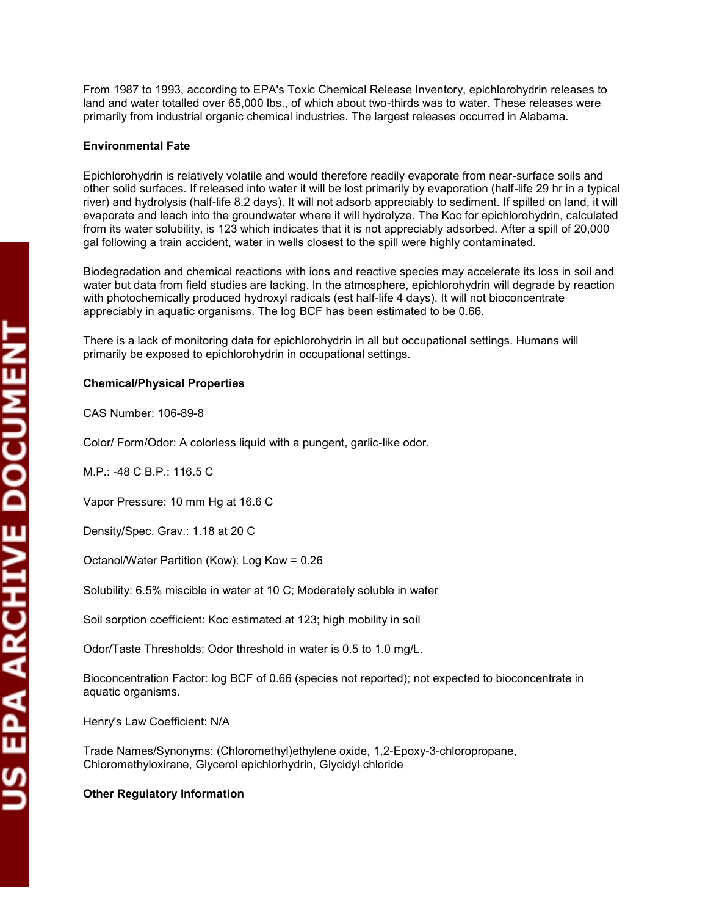From 1987 to 1993, according to EPA's Toxic Chemical Release Inventory, epichlorohydrin releases to land and water totalled over 65,000 lbs., of which about two-thirds was to water. These releases were primarily from industrial organic chemical industries. The largest releases occurred in Alabama.

**Environmental Fate**

Epichlorohydrin is relatively volatile and would therefore readily evaporate from near-surface soils and other solid surfaces. If released into water it will be lost primarily by evaporation (half-life 29 hr in a typical river) and hydrolysis (half-life 8.2 days). It will not adsorb appreciably to sediment. If spilled on land, it will evaporate and leach into the groundwater where it will hydrolyze. The Koc for epichlorohydrin, calculated from its water solubility, is 123 which indicates that it is not appreciably adsorbed. After a spill of 20,000 gal following a train accident, water in wells closest to the spill were highly contaminated.

Biodegradation and chemical reactions with ions and reactive species may accelerate its loss in soil and water but data from field studies are lacking. In the atmosphere, epichlorohydrin will degrade by reaction with photochemically produced hydroxyl radicals (est half-life 4 days). It will not bioconcentrate appreciably in aquatic organisms. The log BCF has been estimated to be 0.66.

There is a lack of monitoring data for epichlorohydrin in all but occupational settings. Humans will primarily be exposed to epichlorohydrin in occupational settings.

**Chemical/Physical Properties**

CAS Number: 106-89-8

Color/ Form/Odor: A colorless liquid with a pungent, garlic-like odor.

M.P.: -48 C B.P.: 116.5 C

Vapor Pressure: 10 mm Hg at 16.6 C

Density/Spec. Grav.: 1.18 at 20 C

Octanol/Water Partition (Kow): Log Kow = 0.26

Solubility: 6.5% miscible in water at 10 C; Moderately soluble in water

Soil sorption coefficient: Koc estimated at 123; high mobility in soil

Odor/Taste Thresholds: Odor threshold in water is 0.5 to 1.0 mg/L.

Bioconcentration Factor: log BCF of 0.66 (species not reported); not expected to bioconcentrate in aquatic organisms.

Henry's Law Coefficient: N/A

Trade Names/Synonyms: (Chloromethyl)ethylene oxide, 1,2-Epoxy-3-chloropropane, Chloromethyloxirane, Glycerol epichlorhydrin, Glycidyl chloride

**Other Regulatory Information**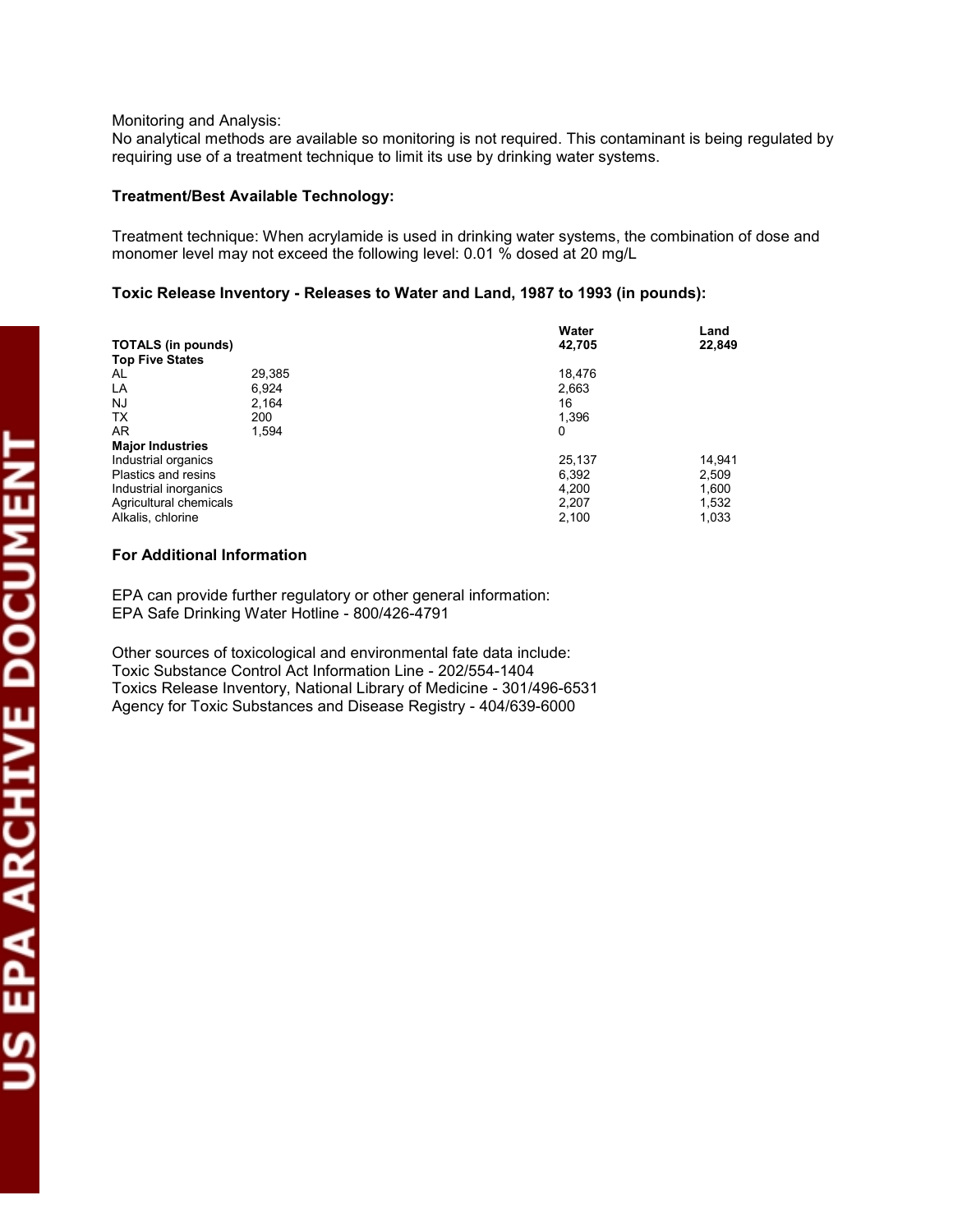Monitoring and Analysis:
No analytical methods are available so monitoring is not required. This contaminant is being regulated by requiring use of a treatment technique to limit its use by drinking water systems.

**Treatment/Best Available Technology:**

Treatment technique: When acrylamide is used in drinking water systems, the combination of dose and monomer level may not exceed the following level: 0.01 % dosed at 20 mg/L

**Toxic Release Inventory - Releases to Water and Land, 1987 to 1993 (in pounds):**

| | | Water | Land |
|---|---|---|---|
| **TOTALS (in pounds)** | | **42,705** | **22,849** |
| **Top Five States** | | | |
| AL | 29,385 | 18,476 | |
| LA | 6,924 | 2,663 | |
| NJ | 2,164 | 16 | |
| TX | 200 | 1,396 | |
| AR | 1,594 | 0 | |
| **Major Industries** | | | |
| Industrial organics | | 25,137 | 14,941 |
| Plastics and resins | | 6,392 | 2,509 |
| Industrial inorganics | | 4,200 | 1,600 |
| Agricultural chemicals | | 2,207 | 1,532 |
| Alkalis, chlorine | | 2,100 | 1,033 |

**For Additional Information**

EPA can provide further regulatory or other general information:
EPA Safe Drinking Water Hotline - 800/426-4791

Other sources of toxicological and environmental fate data include:
Toxic Substance Control Act Information Line - 202/554-1404
Toxics Release Inventory, National Library of Medicine - 301/496-6531
Agency for Toxic Substances and Disease Registry - 404/639-6000